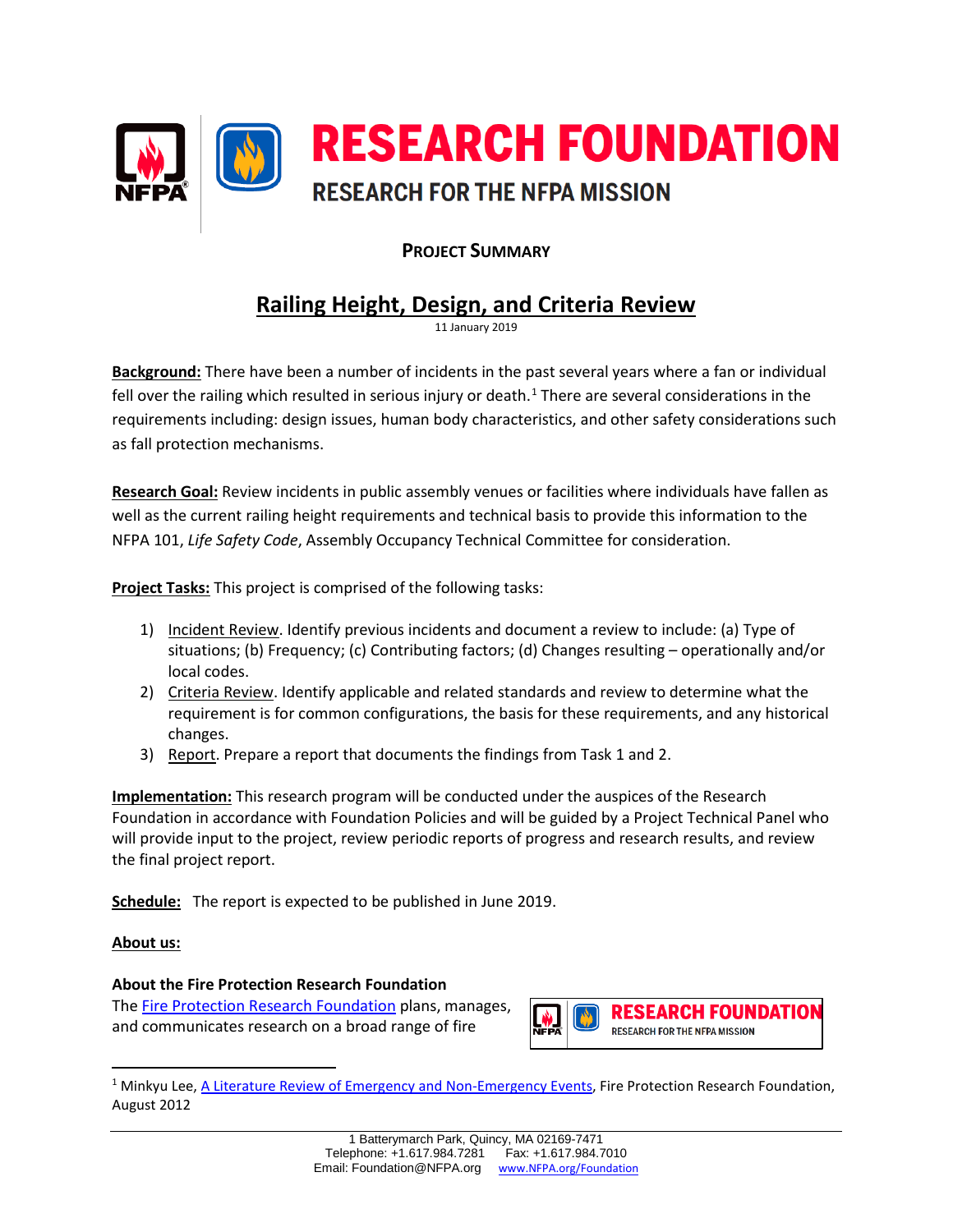# RESEARCH FOUNDATION

RESEARCH FOR THE NFPA MISSION

**PROJECT SUMMARY**

## Railing Height, Design, and Criteria Review

11 January 2019

**Background:** There have been a number of incidents in the past several years where a fan or individual fell over the railing which resulted in serious injury or death.[1] There are several considerations in the requirements including: design issues, human body characteristics, and other safety considerations such as fall protection mechanisms.

**Research Goal:** Review incidents in public assembly venues or facilities where individuals have fallen as well as the current railing height requirements and technical basis to provide this information to the NFPA 101, *Life Safety Code*, Assembly Occupancy Technical Committee for consideration.

**Project Tasks:** This project is comprised of the following tasks:

1) Incident Review. Identify previous incidents and document a review to include: (a) Type of situations; (b) Frequency; (c) Contributing factors; (d) Changes resulting – operationally and/or local codes.
2) Criteria Review. Identify applicable and related standards and review to determine what the requirement is for common configurations, the basis for these requirements, and any historical changes.
3) Report. Prepare a report that documents the findings from Task 1 and 2.

**Implementation:** This research program will be conducted under the auspices of the Research Foundation in accordance with Foundation Policies and will be guided by a Project Technical Panel who will provide input to the project, review periodic reports of progress and research results, and review the final project report.

**Schedule:** The report is expected to be published in June 2019.

**About us:**

**About the Fire Protection Research Foundation**

The Fire Protection Research Foundation plans, manages, and communicates research on a broad range of fire

[1] Minkyu Lee, A Literature Review of Emergency and Non-Emergency Events, Fire Protection Research Foundation, August 2012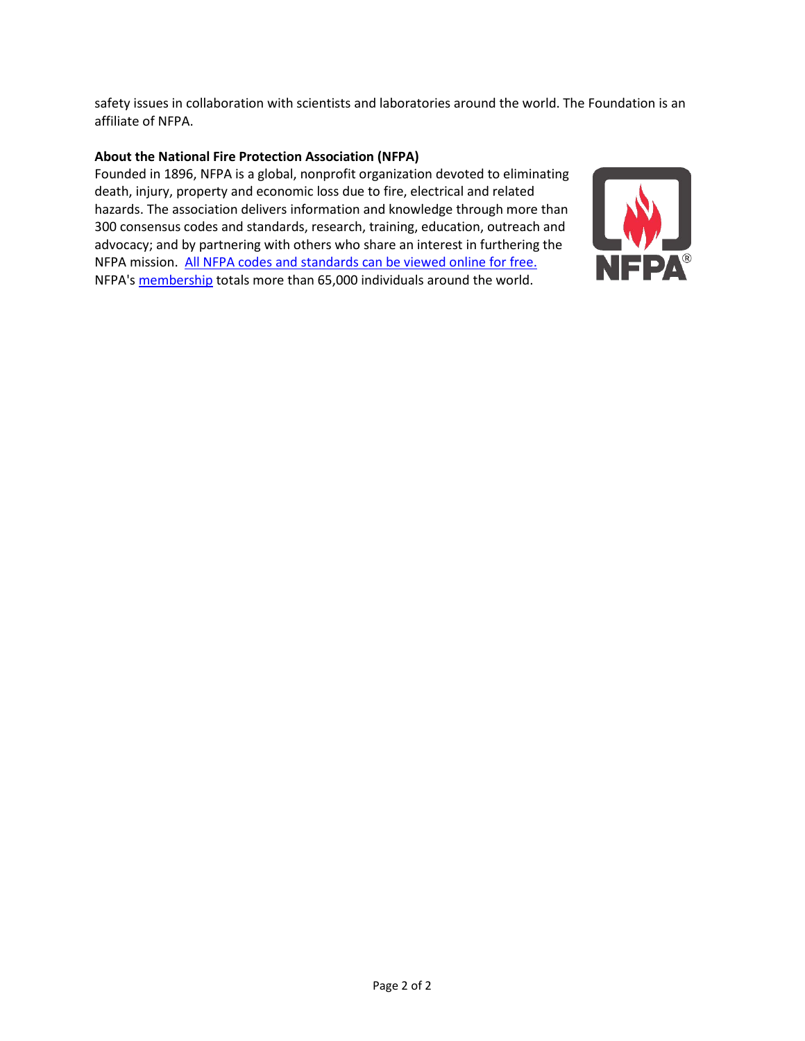safety issues in collaboration with scientists and laboratories around the world. The Foundation is an affiliate of NFPA.

**About the National Fire Protection Association (NFPA)**

Founded in 1896, NFPA is a global, nonprofit organization devoted to eliminating death, injury, property and economic loss due to fire, electrical and related hazards. The association delivers information and knowledge through more than 300 consensus codes and standards, research, training, education, outreach and advocacy; and by partnering with others who share an interest in furthering the NFPA mission. All NFPA codes and standards can be viewed online for free. NFPA's membership totals more than 65,000 individuals around the world.